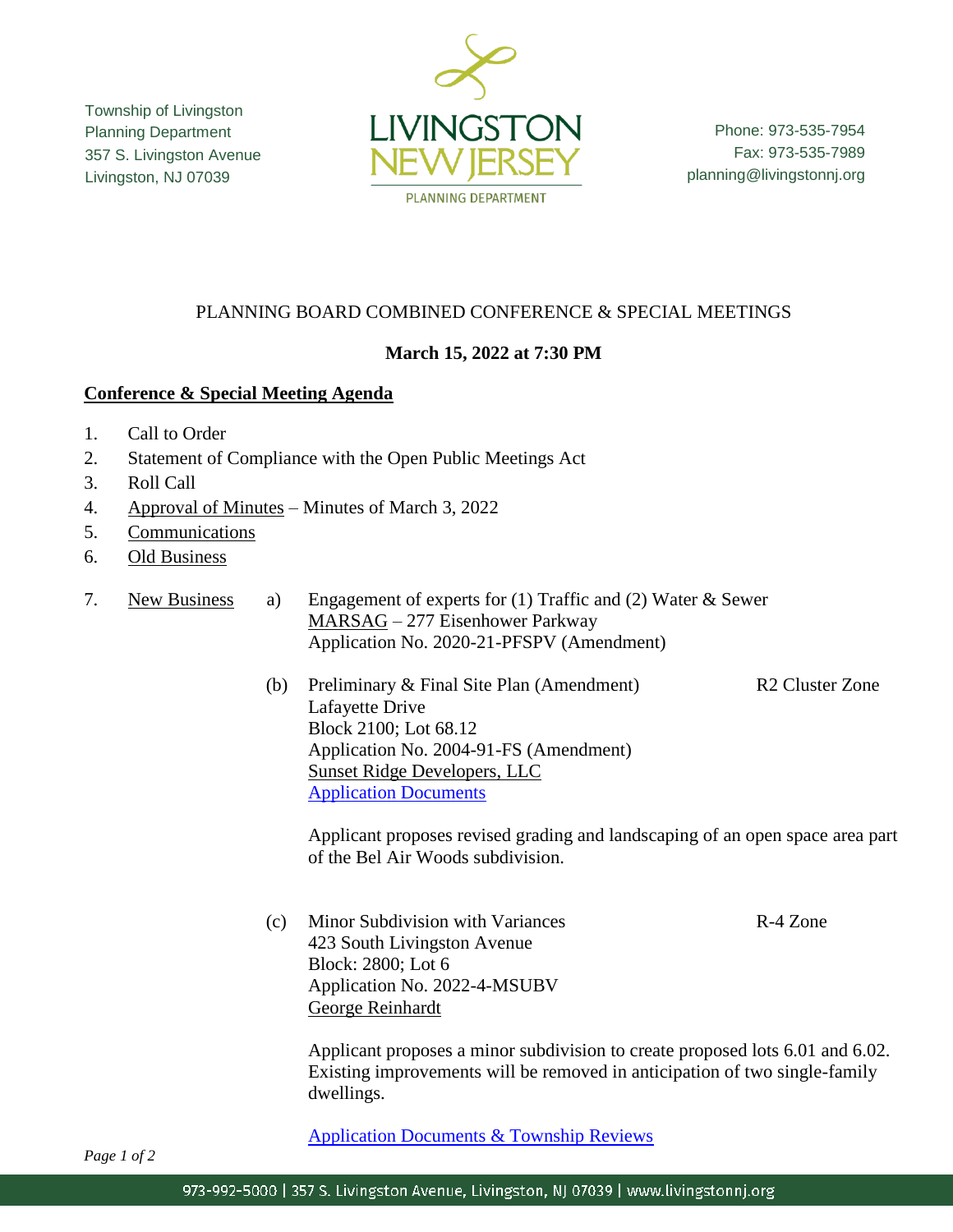Township of Livingston
Planning Department
357 S. Livingston Avenue
Livingston, NJ 07039

LIVINGSTON NEW JERSEY
PLANNING DEPARTMENT

Phone: 973-535-7954
Fax: 973-535-7989
planning@livingstonnj.org

# PLANNING BOARD COMBINED CONFERENCE & SPECIAL MEETINGS

**March 15, 2022 at 7:30 PM**

## Conference & Special Meeting Agenda

1. Call to Order
2. Statement of Compliance with the Open Public Meetings Act
3. Roll Call
4. Approval of Minutes – Minutes of March 3, 2022
5. Communications
6. Old Business
7. New Business

   a) Engagement of experts for (1) Traffic and (2) Water & Sewer
   MARSAG – 277 Eisenhower Parkway
   Application No. 2020-21-PFSPV (Amendment)

   (b) Preliminary & Final Site Plan (Amendment) — R2 Cluster Zone
   Lafayette Drive
   Block 2100; Lot 68.12
   Application No. 2004-91-FS (Amendment)
   Sunset Ridge Developers, LLC
   Application Documents

   Applicant proposes revised grading and landscaping of an open space area part of the Bel Air Woods subdivision.

   (c) Minor Subdivision with Variances — R-4 Zone
   423 South Livingston Avenue
   Block: 2800; Lot 6
   Application No. 2022-4-MSUBV
   George Reinhardt

   Applicant proposes a minor subdivision to create proposed lots 6.01 and 6.02. Existing improvements will be removed in anticipation of two single-family dwellings.

   Application Documents & Township Reviews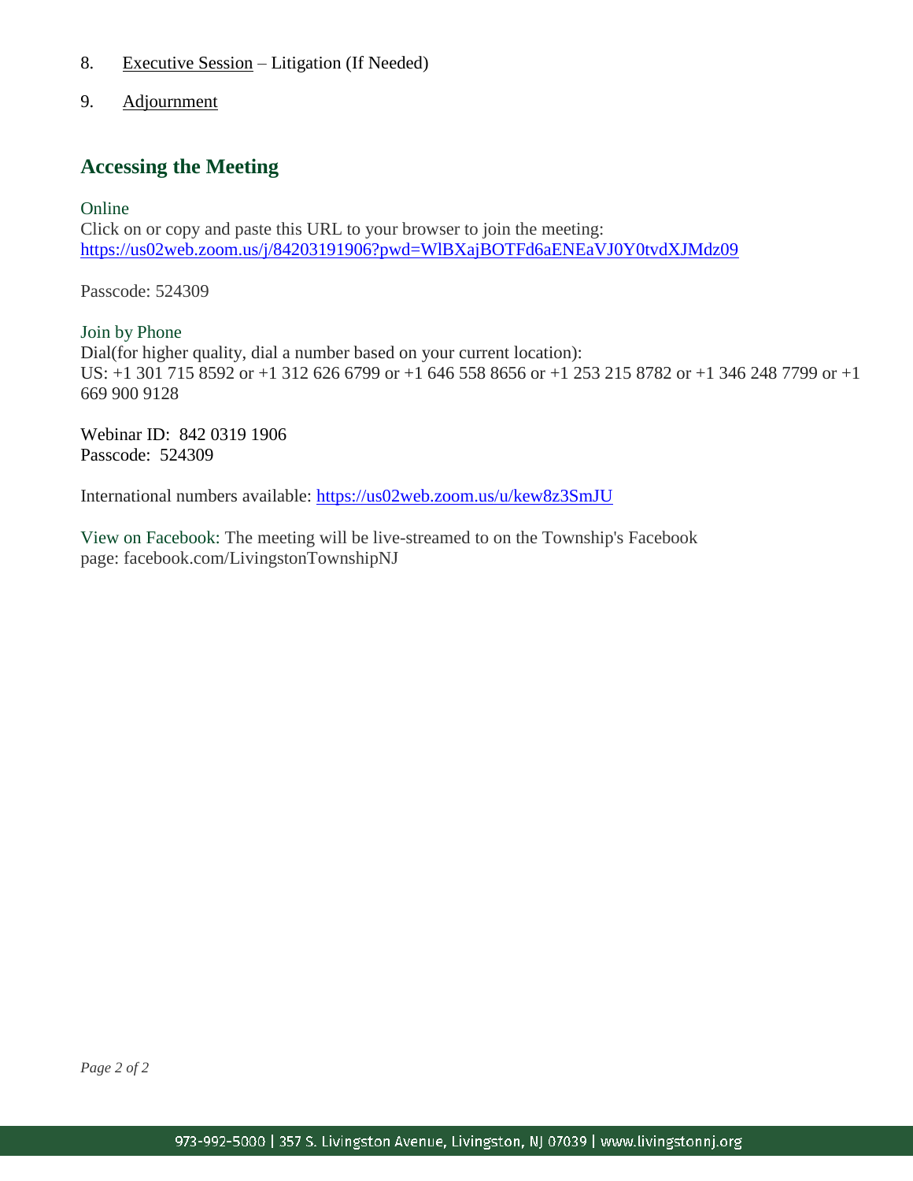8. <u>Executive Session</u> – Litigation (If Needed)

9. <u>Adjournment</u>

## Accessing the Meeting

Online
Click on or copy and paste this URL to your browser to join the meeting:
https://us02web.zoom.us/j/84203191906?pwd=WlBXajBOTFd6aENEaVJ0Y0tvdXJMdz09

Passcode: 524309

Join by Phone
Dial(for higher quality, dial a number based on your current location):
US: +1 301 715 8592 or +1 312 626 6799 or +1 646 558 8656 or +1 253 215 8782 or +1 346 248 7799 or +1 669 900 9128

Webinar ID: 842 0319 1906
Passcode: 524309

International numbers available: https://us02web.zoom.us/u/kew8z3SmJU

View on Facebook: The meeting will be live-streamed to on the Township's Facebook page: facebook.com/LivingstonTownshipNJ

973-992-5000 | 357 S. Livingston Avenue, Livingston, NJ 07039 | www.livingstonnj.org